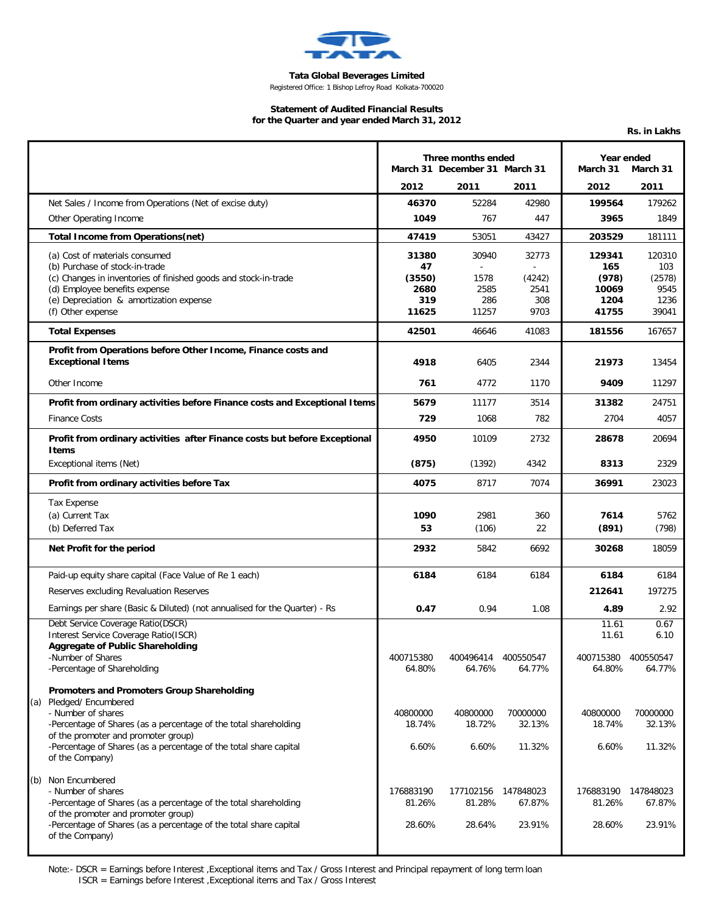**Tata Global Beverages Limited**

Registered Office: 1 Bishop Lefroy Road Kolkata-700020

**Statement of Audited Financial Results for the Quarter and year ended March 31, 2012**

Rs. in Lakhs

| | Three months ended | | | Year ended | |
|---|---|---|---|---|---|
| | March 31 2012 | December 31 2011 | March 31 2011 | March 31 2012 | March 31 2011 |
| Net Sales / Income from Operations (Net of excise duty) | **46370** | 52284 | 42980 | **199564** | 179262 |
| Other Operating Income | **1049** | 767 | 447 | **3965** | 1849 |
| **Total Income from Operations(net)** | **47419** | 53051 | 43427 | **203529** | 181111 |
| (a) Cost of materials consumed | **31380** | 30940 | 32773 | **129341** | 120310 |
| (b) Purchase of stock-in-trade | **47** | - | - | **165** | 103 |
| (c) Changes in inventories of finished goods and stock-in-trade | **(3550)** | 1578 | (4242) | **(978)** | (2578) |
| (d) Employee benefits expense | **2680** | 2585 | 2541 | **10069** | 9545 |
| (e) Depreciation & amortization expense | **319** | 286 | 308 | **1204** | 1236 |
| (f) Other expense | **11625** | 11257 | 9703 | **41755** | 39041 |
| **Total Expenses** | **42501** | 46646 | 41083 | **181556** | 167657 |
| **Profit from Operations before Other Income, Finance costs and Exceptional Items** | **4918** | 6405 | 2344 | **21973** | 13454 |
| Other Income | **761** | 4772 | 1170 | **9409** | 11297 |
| **Profit from ordinary activities before Finance costs and Exceptional Items** | **5679** | 11177 | 3514 | **31382** | 24751 |
| Finance Costs | **729** | 1068 | 782 | 2704 | 4057 |
| **Profit from ordinary activities after Finance costs but before Exceptional Items** | **4950** | 10109 | 2732 | **28678** | 20694 |
| Exceptional items (Net) | **(875)** | (1392) | 4342 | **8313** | 2329 |
| **Profit from ordinary activities before Tax** | **4075** | 8717 | 7074 | **36991** | 23023 |
| Tax Expense | | | | | |
| (a) Current Tax | **1090** | 2981 | 360 | **7614** | 5762 |
| (b) Deferred Tax | **53** | (106) | 22 | **(891)** | (798) |
| **Net Profit for the period** | **2932** | 5842 | 6692 | **30268** | 18059 |
| Paid-up equity share capital (Face Value of Re 1 each) | **6184** | 6184 | 6184 | **6184** | 6184 |
| Reserves excluding Revaluation Reserves | | | | **212641** | 197275 |
| Earnings per share (Basic & Diluted) (not annualised for the Quarter) - Rs | **0.47** | 0.94 | 1.08 | **4.89** | 2.92 |
| Debt Service Coverage Ratio(DSCR) | | | | 11.61 | 0.67 |
| Interest Service Coverage Ratio(ISCR) | | | | 11.61 | 6.10 |
| **Aggregate of Public Shareholding** | | | | | |
| -Number of Shares | 400715380 | 400496414 | 400550547 | 400715380 | 400550547 |
| -Percentage of Shareholding | 64.80% | 64.76% | 64.77% | 64.80% | 64.77% |
| **Promoters and Promoters Group Shareholding** | | | | | |
| (a) Pledged/ Encumbered | | | | | |
| - Number of shares | 40800000 | 40800000 | 70000000 | 40800000 | 70000000 |
| -Percentage of Shares (as a percentage of the total shareholding of the promoter and promoter group) | 18.74% | 18.72% | 32.13% | 18.74% | 32.13% |
| -Percentage of Shares (as a percentage of the total share capital of the Company) | 6.60% | 6.60% | 11.32% | 6.60% | 11.32% |
| (b) Non Encumbered | | | | | |
| - Number of shares | 176883190 | 177102156 | 147848023 | 176883190 | 147848023 |
| -Percentage of Shares (as a percentage of the total shareholding of the promoter and promoter group) | 81.26% | 81.28% | 67.87% | 81.26% | 67.87% |
| -Percentage of Shares (as a percentage of the total share capital of the Company) | 28.60% | 28.64% | 23.91% | 28.60% | 23.91% |

Note:- DSCR = Earnings before Interest ,Exceptional items and Tax / Gross Interest and Principal repayment of long term loan
ISCR = Earnings before Interest ,Exceptional items and Tax / Gross Interest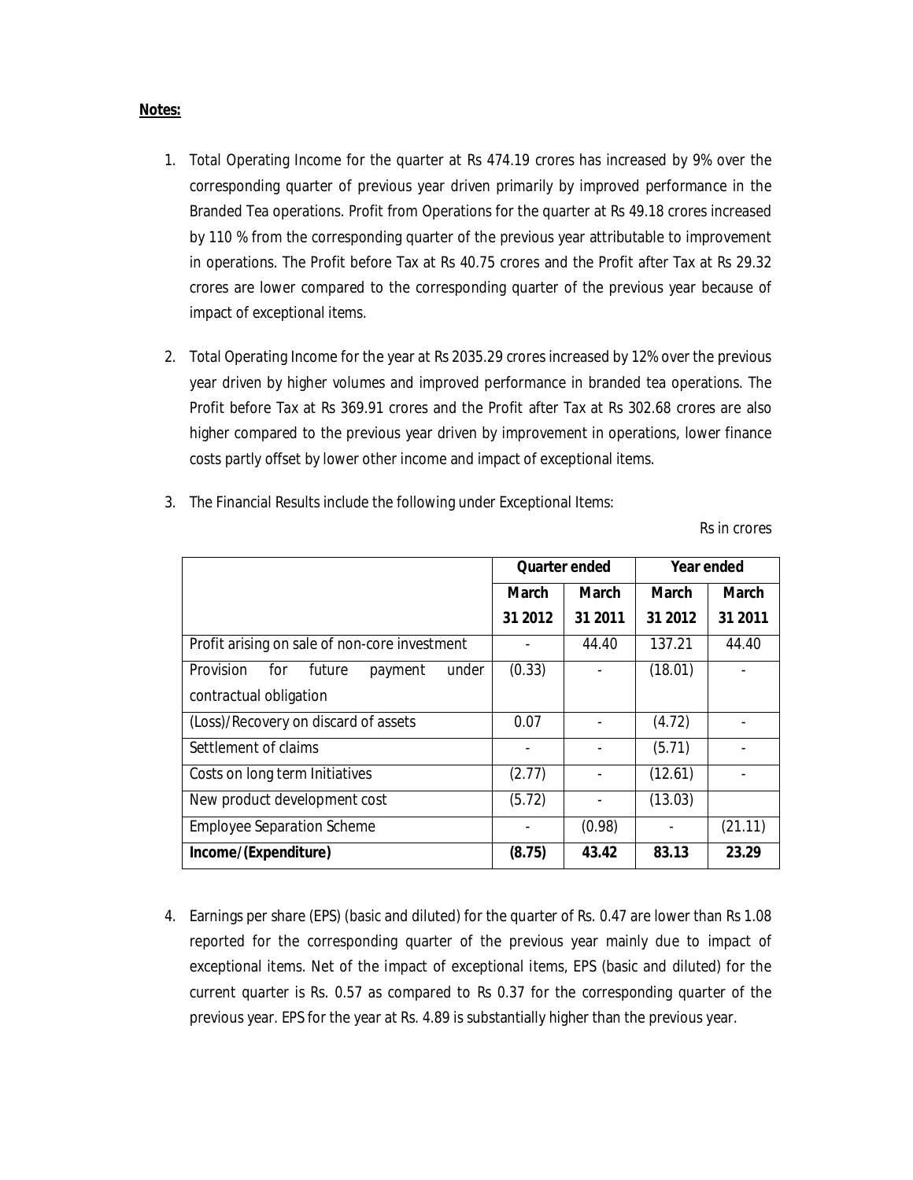**Notes:**

1. Total Operating Income for the quarter at Rs 474.19 crores has increased by 9% over the corresponding quarter of previous year driven primarily by improved performance in the Branded Tea operations. Profit from Operations for the quarter at Rs 49.18 crores increased by 110 % from the corresponding quarter of the previous year attributable to improvement in operations. The Profit before Tax at Rs 40.75 crores and the Profit after Tax at Rs 29.32 crores are lower compared to the corresponding quarter of the previous year because of impact of exceptional items.

2. Total Operating Income for the year at Rs 2035.29 crores increased by 12% over the previous year driven by higher volumes and improved performance in branded tea operations. The Profit before Tax at Rs 369.91 crores and the Profit after Tax at Rs 302.68 crores are also higher compared to the previous year driven by improvement in operations, lower finance costs partly offset by lower other income and impact of exceptional items.

3. The Financial Results include the following under Exceptional Items:

Rs in crores

| | Quarter ended | | Year ended | |
|---|---|---|---|---|
| | March 31 2012 | March 31 2011 | March 31 2012 | March 31 2011 |
| Profit arising on sale of non-core investment | - | 44.40 | 137.21 | 44.40 |
| Provision for future payment under contractual obligation | (0.33) | - | (18.01) | - |
| (Loss)/Recovery on discard of assets | 0.07 | - | (4.72) | - |
| Settlement of claims | - | - | (5.71) | - |
| Costs on long term Initiatives | (2.77) | - | (12.61) | - |
| New product development cost | (5.72) | - | (13.03) | |
| Employee Separation Scheme | - | (0.98) | - | (21.11) |
| **Income/(Expenditure)** | **(8.75)** | **43.42** | **83.13** | **23.29** |

4. Earnings per share (EPS) (basic and diluted) for the quarter of Rs. 0.47 are lower than Rs 1.08 reported for the corresponding quarter of the previous year mainly due to impact of exceptional items. Net of the impact of exceptional items, EPS (basic and diluted) for the current quarter is Rs. 0.57 as compared to Rs 0.37 for the corresponding quarter of the previous year. EPS for the year at Rs. 4.89 is substantially higher than the previous year.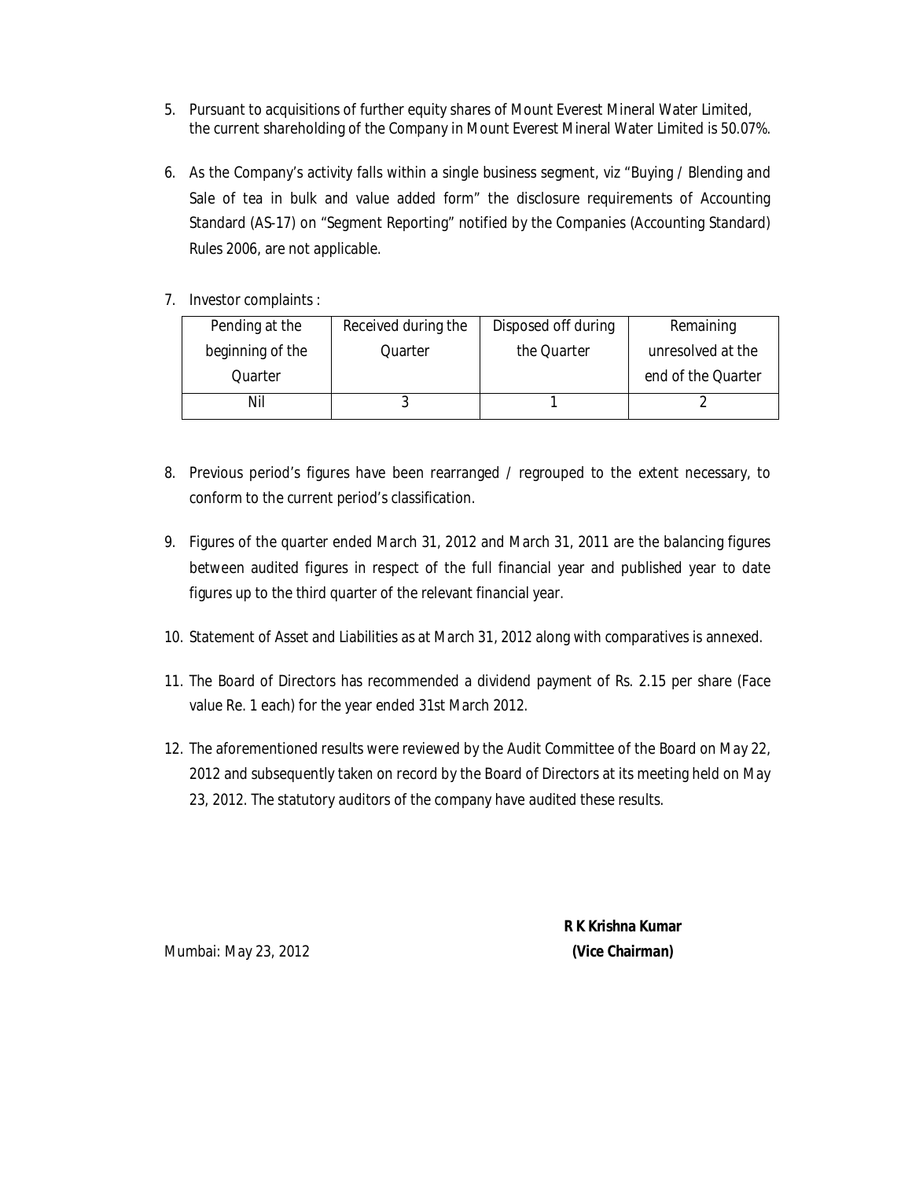5. Pursuant to acquisitions of further equity shares of Mount Everest Mineral Water Limited, the current shareholding of the Company in Mount Everest Mineral Water Limited is 50.07%.

6. As the Company's activity falls within a single business segment, viz "Buying / Blending and Sale of tea in bulk and value added form" the disclosure requirements of Accounting Standard (AS-17) on "Segment Reporting" notified by the Companies (Accounting Standard) Rules 2006, are not applicable.

7. Investor complaints :

| Pending at the beginning of the Quarter | Received during the Quarter | Disposed off during the Quarter | Remaining unresolved at the end of the Quarter |
|---|---|---|---|
| Nil | 3 | 1 | 2 |

8. Previous period's figures have been rearranged / regrouped to the extent necessary, to conform to the current period's classification.

9. Figures of the quarter ended March 31, 2012 and March 31, 2011 are the balancing figures between audited figures in respect of the full financial year and published year to date figures up to the third quarter of the relevant financial year.

10. Statement of Asset and Liabilities as at March 31, 2012 along with comparatives is annexed.

11. The Board of Directors has recommended a dividend payment of Rs. 2.15 per share (Face value Re. 1 each) for the year ended 31st March 2012.

12. The aforementioned results were reviewed by the Audit Committee of the Board on May 22, 2012 and subsequently taken on record by the Board of Directors at its meeting held on May 23, 2012. The statutory auditors of the company have audited these results.

**R K Krishna Kumar**
**(Vice Chairman)**

Mumbai: May 23, 2012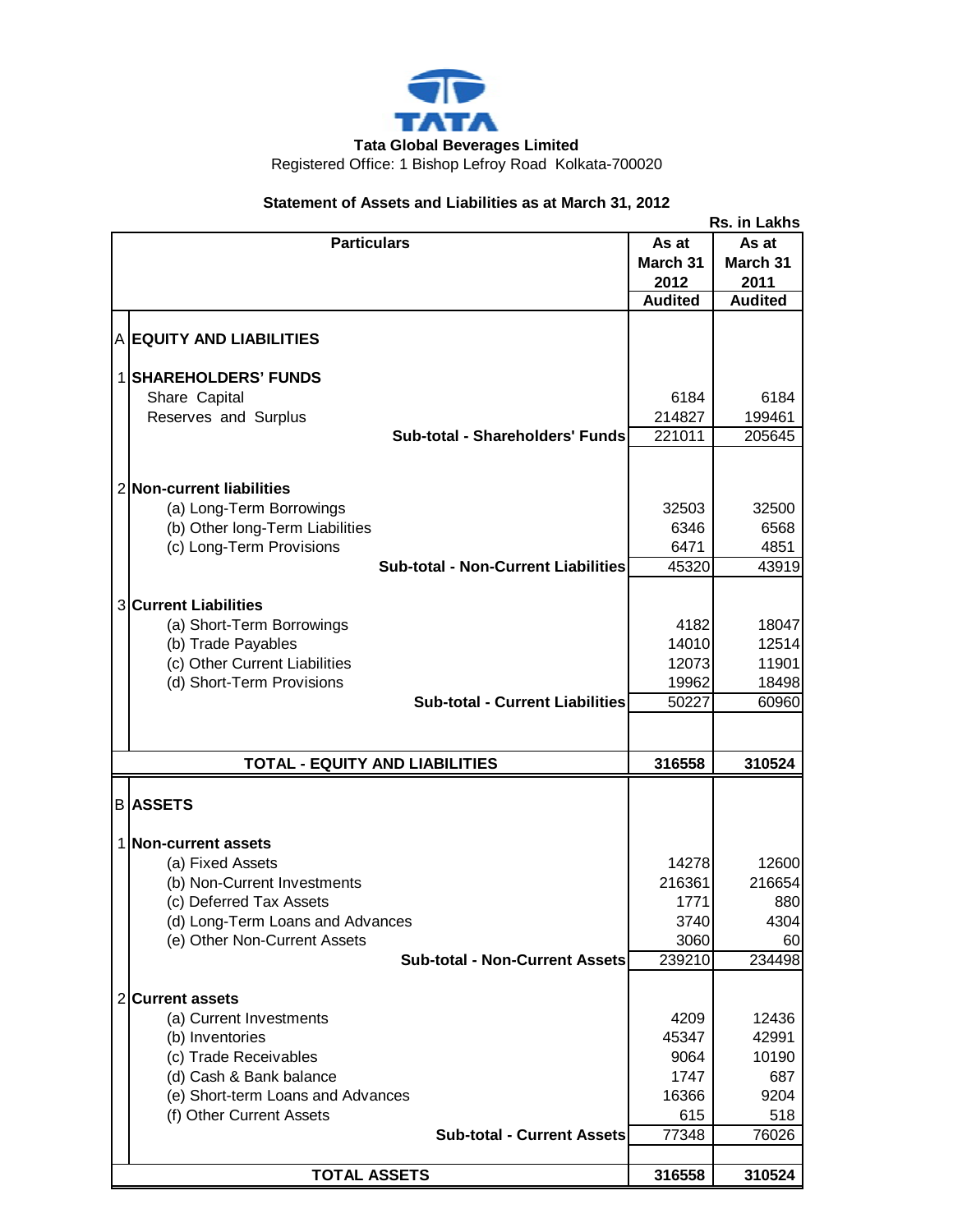**Tata Global Beverages Limited**

Registered Office: 1 Bishop Lefroy Road Kolkata-700020

**Statement of Assets and Liabilities as at March 31, 2012**

**Rs. in Lakhs**

| | Particulars | As at March 31 2012 Audited | As at March 31 2011 Audited |
|---|---|---|---|
| A | **EQUITY AND LIABILITIES** | | |
| 1 | **SHAREHOLDERS' FUNDS** | | |
| | Share Capital | 6184 | 6184 |
| | Reserves and Surplus | 214827 | 199461 |
| | **Sub-total - Shareholders' Funds** | 221011 | 205645 |
| 2 | **Non-current liabilities** | | |
| | (a) Long-Term Borrowings | 32503 | 32500 |
| | (b) Other long-Term Liabilities | 6346 | 6568 |
| | (c) Long-Term Provisions | 6471 | 4851 |
| | **Sub-total - Non-Current Liabilities** | 45320 | 43919 |
| 3 | **Current Liabilities** | | |
| | (a) Short-Term Borrowings | 4182 | 18047 |
| | (b) Trade Payables | 14010 | 12514 |
| | (c) Other Current Liabilities | 12073 | 11901 |
| | (d) Short-Term Provisions | 19962 | 18498 |
| | **Sub-total - Current Liabilities** | 50227 | 60960 |
| | **TOTAL - EQUITY AND LIABILITIES** | **316558** | **310524** |
| B | **ASSETS** | | |
| 1 | **Non-current assets** | | |
| | (a) Fixed Assets | 14278 | 12600 |
| | (b) Non-Current Investments | 216361 | 216654 |
| | (c) Deferred Tax Assets | 1771 | 880 |
| | (d) Long-Term Loans and Advances | 3740 | 4304 |
| | (e) Other Non-Current Assets | 3060 | 60 |
| | **Sub-total - Non-Current Assets** | 239210 | 234498 |
| 2 | **Current assets** | | |
| | (a) Current Investments | 4209 | 12436 |
| | (b) Inventories | 45347 | 42991 |
| | (c) Trade Receivables | 9064 | 10190 |
| | (d) Cash & Bank balance | 1747 | 687 |
| | (e) Short-term Loans and Advances | 16366 | 9204 |
| | (f) Other Current Assets | 615 | 518 |
| | **Sub-total - Current Assets** | 77348 | 76026 |
| | **TOTAL ASSETS** | **316558** | **310524** |